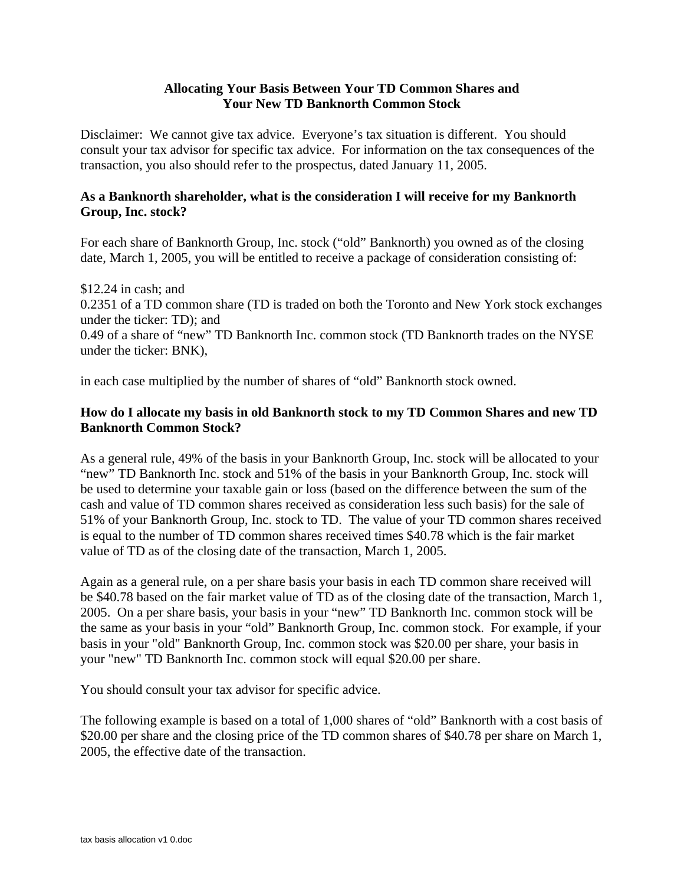# Allocating Your Basis Between Your TD Common Shares and Your New TD Banknorth Common Stock

Disclaimer: We cannot give tax advice. Everyone's tax situation is different. You should consult your tax advisor for specific tax advice. For information on the tax consequences of the transaction, you also should refer to the prospectus, dated January 11, 2005.

**As a Banknorth shareholder, what is the consideration I will receive for my Banknorth Group, Inc. stock?**

For each share of Banknorth Group, Inc. stock ("old" Banknorth) you owned as of the closing date, March 1, 2005, you will be entitled to receive a package of consideration consisting of:

$12.24 in cash; and
0.2351 of a TD common share (TD is traded on both the Toronto and New York stock exchanges under the ticker: TD); and
0.49 of a share of "new" TD Banknorth Inc. common stock (TD Banknorth trades on the NYSE under the ticker: BNK),

in each case multiplied by the number of shares of "old" Banknorth stock owned.

**How do I allocate my basis in old Banknorth stock to my TD Common Shares and new TD Banknorth Common Stock?**

As a general rule, 49% of the basis in your Banknorth Group, Inc. stock will be allocated to your "new" TD Banknorth Inc. stock and 51% of the basis in your Banknorth Group, Inc. stock will be used to determine your taxable gain or loss (based on the difference between the sum of the cash and value of TD common shares received as consideration less such basis) for the sale of 51% of your Banknorth Group, Inc. stock to TD. The value of your TD common shares received is equal to the number of TD common shares received times $40.78 which is the fair market value of TD as of the closing date of the transaction, March 1, 2005.

Again as a general rule, on a per share basis your basis in each TD common share received will be $40.78 based on the fair market value of TD as of the closing date of the transaction, March 1, 2005. On a per share basis, your basis in your "new" TD Banknorth Inc. common stock will be the same as your basis in your "old" Banknorth Group, Inc. common stock. For example, if your basis in your "old" Banknorth Group, Inc. common stock was $20.00 per share, your basis in your "new" TD Banknorth Inc. common stock will equal $20.00 per share.

You should consult your tax advisor for specific advice.

The following example is based on a total of 1,000 shares of "old" Banknorth with a cost basis of $20.00 per share and the closing price of the TD common shares of $40.78 per share on March 1, 2005, the effective date of the transaction.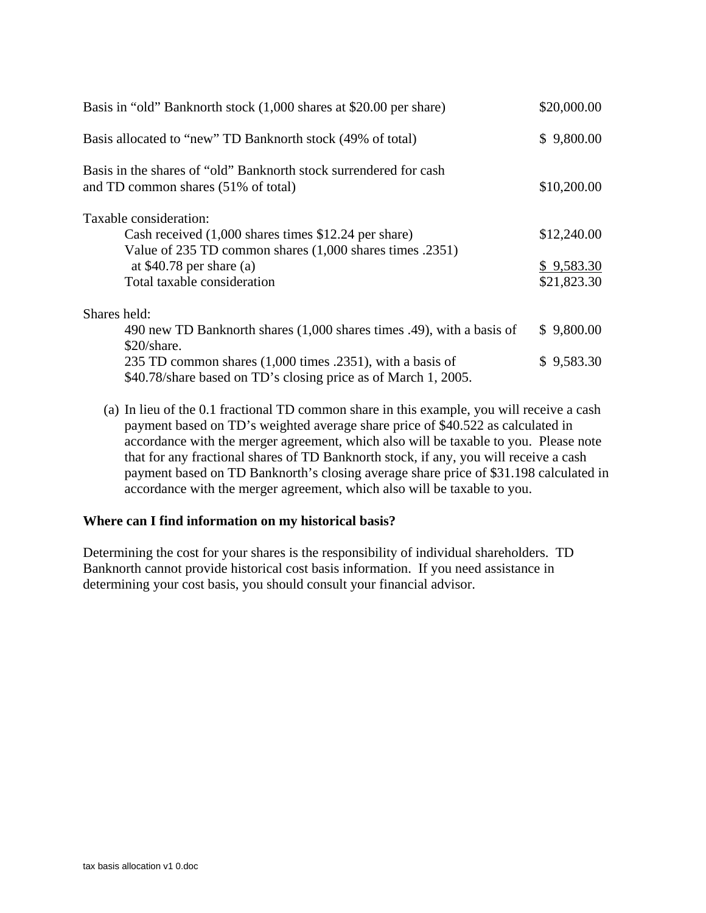| | |
|---|---|
| Basis in "old" Banknorth stock (1,000 shares at $20.00 per share) | $20,000.00 |
| Basis allocated to "new" TD Banknorth stock (49% of total) | $ 9,800.00 |
| Basis in the shares of "old" Banknorth stock surrendered for cash and TD common shares (51% of total) | $10,200.00 |
| Taxable consideration: | |
| Cash received (1,000 shares times $12.24 per share) | $12,240.00 |
| Value of 235 TD common shares (1,000 shares times .2351) at $40.78 per share (a) | $ 9,583.30 |
| Total taxable consideration | $21,823.30 |
| Shares held: | |
| 490 new TD Banknorth shares (1,000 shares times .49), with a basis of $20/share. | $ 9,800.00 |
| 235 TD common shares (1,000 times .2351), with a basis of $40.78/share based on TD's closing price as of March 1, 2005. | $ 9,583.30 |

(a) In lieu of the 0.1 fractional TD common share in this example, you will receive a cash payment based on TD's weighted average share price of $40.522 as calculated in accordance with the merger agreement, which also will be taxable to you. Please note that for any fractional shares of TD Banknorth stock, if any, you will receive a cash payment based on TD Banknorth's closing average share price of $31.198 calculated in accordance with the merger agreement, which also will be taxable to you.

**Where can I find information on my historical basis?**

Determining the cost for your shares is the responsibility of individual shareholders. TD Banknorth cannot provide historical cost basis information. If you need assistance in determining your cost basis, you should consult your financial advisor.